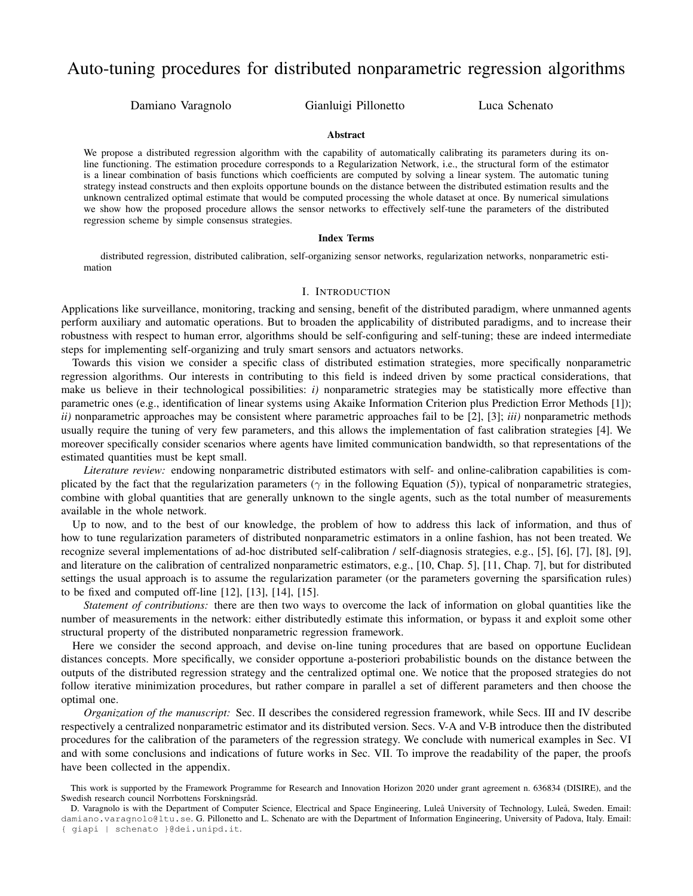# Auto-tuning procedures for distributed nonparametric regression algorithms

Damiano Varagnolo    Gianluigi Pillonetto    Luca Schenato

### Abstract

We propose a distributed regression algorithm with the capability of automatically calibrating its parameters during its on-line functioning. The estimation procedure corresponds to a Regularization Network, i.e., the structural form of the estimator is a linear combination of basis functions which coefficients are computed by solving a linear system. The automatic tuning strategy instead constructs and then exploits opportune bounds on the distance between the distributed estimation results and the unknown centralized optimal estimate that would be computed processing the whole dataset at once. By numerical simulations we show how the proposed procedure allows the sensor networks to effectively self-tune the parameters of the distributed regression scheme by simple consensus strategies.

### Index Terms

distributed regression, distributed calibration, self-organizing sensor networks, regularization networks, nonparametric estimation

## I. Introduction

Applications like surveillance, monitoring, tracking and sensing, benefit of the distributed paradigm, where unmanned agents perform auxiliary and automatic operations. But to broaden the applicability of distributed paradigms, and to increase their robustness with respect to human error, algorithms should be self-configuring and self-tuning; these are indeed intermediate steps for implementing self-organizing and truly smart sensors and actuators networks.

Towards this vision we consider a specific class of distributed estimation strategies, more specifically nonparametric regression algorithms. Our interests in contributing to this field is indeed driven by some practical considerations, that make us believe in their technological possibilities: *i)* nonparametric strategies may be statistically more effective than parametric ones (e.g., identification of linear systems using Akaike Information Criterion plus Prediction Error Methods [1]); *ii)* nonparametric approaches may be consistent where parametric approaches fail to be [2], [3]; *iii)* nonparametric methods usually require the tuning of very few parameters, and this allows the implementation of fast calibration strategies [4]. We moreover specifically consider scenarios where agents have limited communication bandwidth, so that representations of the estimated quantities must be kept small.

*Literature review:* endowing nonparametric distributed estimators with self- and online-calibration capabilities is complicated by the fact that the regularization parameters ($\gamma$ in the following Equation (5)), typical of nonparametric strategies, combine with global quantities that are generally unknown to the single agents, such as the total number of measurements available in the whole network.

Up to now, and to the best of our knowledge, the problem of how to address this lack of information, and thus of how to tune regularization parameters of distributed nonparametric estimators in a online fashion, has not been treated. We recognize several implementations of ad-hoc distributed self-calibration / self-diagnosis strategies, e.g., [5], [6], [7], [8], [9], and literature on the calibration of centralized nonparametric estimators, e.g., [10, Chap. 5], [11, Chap. 7], but for distributed settings the usual approach is to assume the regularization parameter (or the parameters governing the sparsification rules) to be fixed and computed off-line [12], [13], [14], [15].

*Statement of contributions:* there are then two ways to overcome the lack of information on global quantities like the number of measurements in the network: either distributedly estimate this information, or bypass it and exploit some other structural property of the distributed nonparametric regression framework.

Here we consider the second approach, and devise on-line tuning procedures that are based on opportune Euclidean distances concepts. More specifically, we consider opportune a-posteriori probabilistic bounds on the distance between the outputs of the distributed regression strategy and the centralized optimal one. We notice that the proposed strategies do not follow iterative minimization procedures, but rather compare in parallel a set of different parameters and then choose the optimal one.

*Organization of the manuscript:* Sec. II describes the considered regression framework, while Secs. III and IV describe respectively a centralized nonparametric estimator and its distributed version. Secs. V-A and V-B introduce then the distributed procedures for the calibration of the parameters of the regression strategy. We conclude with numerical examples in Sec. VI and with some conclusions and indications of future works in Sec. VII. To improve the readability of the paper, the proofs have been collected in the appendix.

This work is supported by the Framework Programme for Research and Innovation Horizon 2020 under grant agreement n. 636834 (DISIRE), and the Swedish research council Norrbottens Forskningsråd.

D. Varagnolo is with the Department of Computer Science, Electrical and Space Engineering, Luleå University of Technology, Luleå, Sweden. Email: damiano.varagnolo@ltu.se. G. Pillonetto and L. Schenato are with the Department of Information Engineering, University of Padova, Italy. Email: { giapi | schenato }@dei.unipd.it.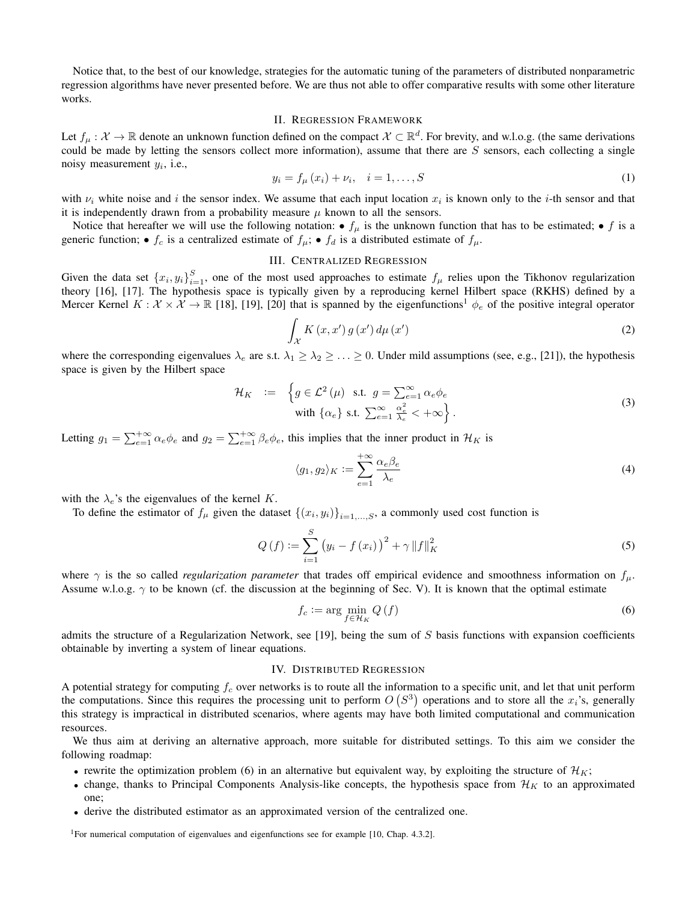Notice that, to the best of our knowledge, strategies for the automatic tuning of the parameters of distributed nonparametric regression algorithms have never presented before. We are thus not able to offer comparative results with some other literature works.

## II. Regression Framework

Let $f_\mu : \mathcal{X} \to \mathbb{R}$ denote an unknown function defined on the compact $\mathcal{X} \subset \mathbb{R}^d$. For brevity, and w.l.o.g. (the same derivations could be made by letting the sensors collect more information), assume that there are $S$ sensors, each collecting a single noisy measurement $y_i$, i.e.,

$$y_i = f_\mu(x_i) + \nu_i, \quad i = 1, \ldots, S \tag{1}$$

with $\nu_i$ white noise and $i$ the sensor index. We assume that each input location $x_i$ is known only to the $i$-th sensor and that it is independently drawn from a probability measure $\mu$ known to all the sensors.

Notice that hereafter we will use the following notation: • $f_\mu$ is the unknown function that has to be estimated; • $f$ is a generic function; • $f_c$ is a centralized estimate of $f_\mu$; • $f_d$ is a distributed estimate of $f_\mu$.

## III. Centralized Regression

Given the data set $\{x_i, y_i\}_{i=1}^S$, one of the most used approaches to estimate $f_\mu$ relies upon the Tikhonov regularization theory [16], [17]. The hypothesis space is typically given by a reproducing kernel Hilbert space (RKHS) defined by a Mercer Kernel $K : \mathcal{X} \times \mathcal{X} \to \mathbb{R}$ [18], [19], [20] that is spanned by the eigenfunctions[1] $\phi_e$ of the positive integral operator

$$\int_{\mathcal{X}} K(x, x') \, g(x') \, d\mu(x') \tag{2}$$

where the corresponding eigenvalues $\lambda_e$ are s.t. $\lambda_1 \geq \lambda_2 \geq \ldots \geq 0$. Under mild assumptions (see, e.g., [21]), the hypothesis space is given by the Hilbert space

$$\begin{aligned} \mathcal{H}_K \;:=\; & \Big\{ g \in \mathcal{L}^2(\mu) \;\text{ s.t. }\; g = \textstyle\sum_{e=1}^{\infty} \alpha_e \phi_e \\ & \;\;\text{with } \{\alpha_e\} \text{ s.t. } \textstyle\sum_{e=1}^{\infty} \frac{\alpha_e^2}{\lambda_e} < +\infty \Big\}. \end{aligned} \tag{3}$$

Letting $g_1 = \sum_{e=1}^{+\infty} \alpha_e \phi_e$ and $g_2 = \sum_{e=1}^{+\infty} \beta_e \phi_e$, this implies that the inner product in $\mathcal{H}_K$ is

$$\langle g_1, g_2 \rangle_K := \sum_{e=1}^{+\infty} \frac{\alpha_e \beta_e}{\lambda_e} \tag{4}$$

with the $\lambda_e$'s the eigenvalues of the kernel $K$.

To define the estimator of $f_\mu$ given the dataset $\{(x_i, y_i)\}_{i=1,\ldots,S}$, a commonly used cost function is

$$Q(f) := \sum_{i=1}^{S} \big( y_i - f(x_i) \big)^2 + \gamma \|f\|_K^2 \tag{5}$$

where $\gamma$ is the so called *regularization parameter* that trades off empirical evidence and smoothness information on $f_\mu$. Assume w.l.o.g. $\gamma$ to be known (cf. the discussion at the beginning of Sec. V). It is known that the optimal estimate

$$f_c := \arg \min_{f \in \mathcal{H}_K} Q(f) \tag{6}$$

admits the structure of a Regularization Network, see [19], being the sum of $S$ basis functions with expansion coefficients obtainable by inverting a system of linear equations.

## IV. Distributed Regression

A potential strategy for computing $f_c$ over networks is to route all the information to a specific unit, and let that unit perform the computations. Since this requires the processing unit to perform $O(S^3)$ operations and to store all the $x_i$'s, generally this strategy is impractical in distributed scenarios, where agents may have both limited computational and communication resources.

We thus aim at deriving an alternative approach, more suitable for distributed settings. To this aim we consider the following roadmap:

- rewrite the optimization problem (6) in an alternative but equivalent way, by exploiting the structure of $\mathcal{H}_K$;
- change, thanks to Principal Components Analysis-like concepts, the hypothesis space from $\mathcal{H}_K$ to an approximated one;
- derive the distributed estimator as an approximated version of the centralized one.

[1] For numerical computation of eigenvalues and eigenfunctions see for example [10, Chap. 4.3.2].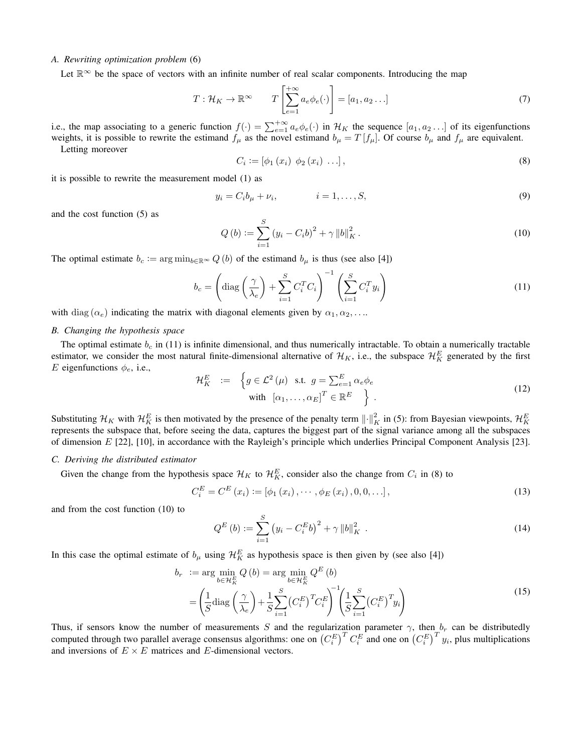### A. Rewriting optimization problem (6)

Let $\mathbb{R}^{\infty}$ be the space of vectors with an infinite number of real scalar components. Introducing the map

$$T : \mathcal{H}_K \to \mathbb{R}^{\infty} \qquad T\left[\sum_{e=1}^{+\infty} a_e \phi_e(\cdot)\right] = [a_1, a_2 \ldots] \tag{7}$$

i.e., the map associating to a generic function $f(\cdot) = \sum_{e=1}^{+\infty} a_e \phi_e(\cdot)$ in $\mathcal{H}_K$ the sequence $[a_1, a_2 \ldots]$ of its eigenfunctions weights, it is possible to rewrite the estimand $f_\mu$ as the novel estimand $b_\mu = T[f_\mu]$. Of course $b_\mu$ and $f_\mu$ are equivalent.

Letting moreover

$$C_i := [\phi_1(x_i) \ \phi_2(x_i) \ \ldots], \tag{8}$$

it is possible to rewrite the measurement model (1) as

$$y_i = C_i b_\mu + \nu_i, \qquad\qquad i = 1, \ldots, S, \tag{9}$$

and the cost function (5) as

$$Q(b) := \sum_{i=1}^{S} (y_i - C_i b)^2 + \gamma \|b\|_K^2. \tag{10}$$

The optimal estimate $b_c := \arg\min_{b \in \mathbb{R}^{\infty}} Q(b)$ of the estimand $b_\mu$ is thus (see also [4])

$$b_c = \left(\operatorname{diag}\left(\frac{\gamma}{\lambda_e}\right) + \sum_{i=1}^{S} C_i^T C_i\right)^{-1} \left(\sum_{i=1}^{S} C_i^T y_i\right) \tag{11}$$

with $\operatorname{diag}(\alpha_e)$ indicating the matrix with diagonal elements given by $\alpha_1, \alpha_2, \ldots$.

### B. Changing the hypothesis space

The optimal estimate $b_c$ in (11) is infinite dimensional, and thus numerically intractable. To obtain a numerically tractable estimator, we consider the most natural finite-dimensional alternative of $\mathcal{H}_K$, i.e., the subspace $\mathcal{H}_K^E$ generated by the first $E$ eigenfunctions $\phi_e$, i.e.,

$$\mathcal{H}_K^E \;:=\; \left\{ g \in \mathcal{L}^2(\mu) \ \text{ s.t. } \ g = \sum_{e=1}^{E} \alpha_e \phi_e \ \text{ with } \ [\alpha_1, \ldots, \alpha_E]^T \in \mathbb{R}^E \right\}. \tag{12}$$

Substituting $\mathcal{H}_K$ with $\mathcal{H}_K^E$ is then motivated by the presence of the penalty term $\|\cdot\|_K^2$ in (5): from Bayesian viewpoints, $\mathcal{H}_K^E$ represents the subspace that, before seeing the data, captures the biggest part of the signal variance among all the subspaces of dimension $E$ [22], [10], in accordance with the Rayleigh's principle which underlies Principal Component Analysis [23].

### C. Deriving the distributed estimator

Given the change from the hypothesis space $\mathcal{H}_K$ to $\mathcal{H}_K^E$, consider also the change from $C_i$ in (8) to

$$C_i^E = C^E(x_i) := [\phi_1(x_i), \cdots, \phi_E(x_i), 0, 0, \ldots], \tag{13}$$

and from the cost function (10) to

$$Q^E(b) := \sum_{i=1}^{S} \left(y_i - C_i^E b\right)^2 + \gamma \|b\|_K^2. \tag{14}$$

In this case the optimal estimate of $b_\mu$ using $\mathcal{H}_K^E$ as hypothesis space is then given by (see also [4])

$$\begin{aligned} b_r &:= \arg\min_{b \in \mathcal{H}_K^E} Q(b) = \arg\min_{b \in \mathcal{H}_K^E} Q^E(b) \\ &= \left(\frac{1}{S}\operatorname{diag}\left(\frac{\gamma}{\lambda_e}\right) + \frac{1}{S}\sum_{i=1}^{S} \left(C_i^E\right)^T C_i^E\right)^{-1} \left(\frac{1}{S}\sum_{i=1}^{S} \left(C_i^E\right)^T y_i\right) \end{aligned} \tag{15}$$

Thus, if sensors know the number of measurements $S$ and the regularization parameter $\gamma$, then $b_r$ can be distributedly computed through two parallel average consensus algorithms: one on $\left(C_i^E\right)^T C_i^E$ and one on $\left(C_i^E\right)^T y_i$, plus multiplications and inversions of $E \times E$ matrices and $E$-dimensional vectors.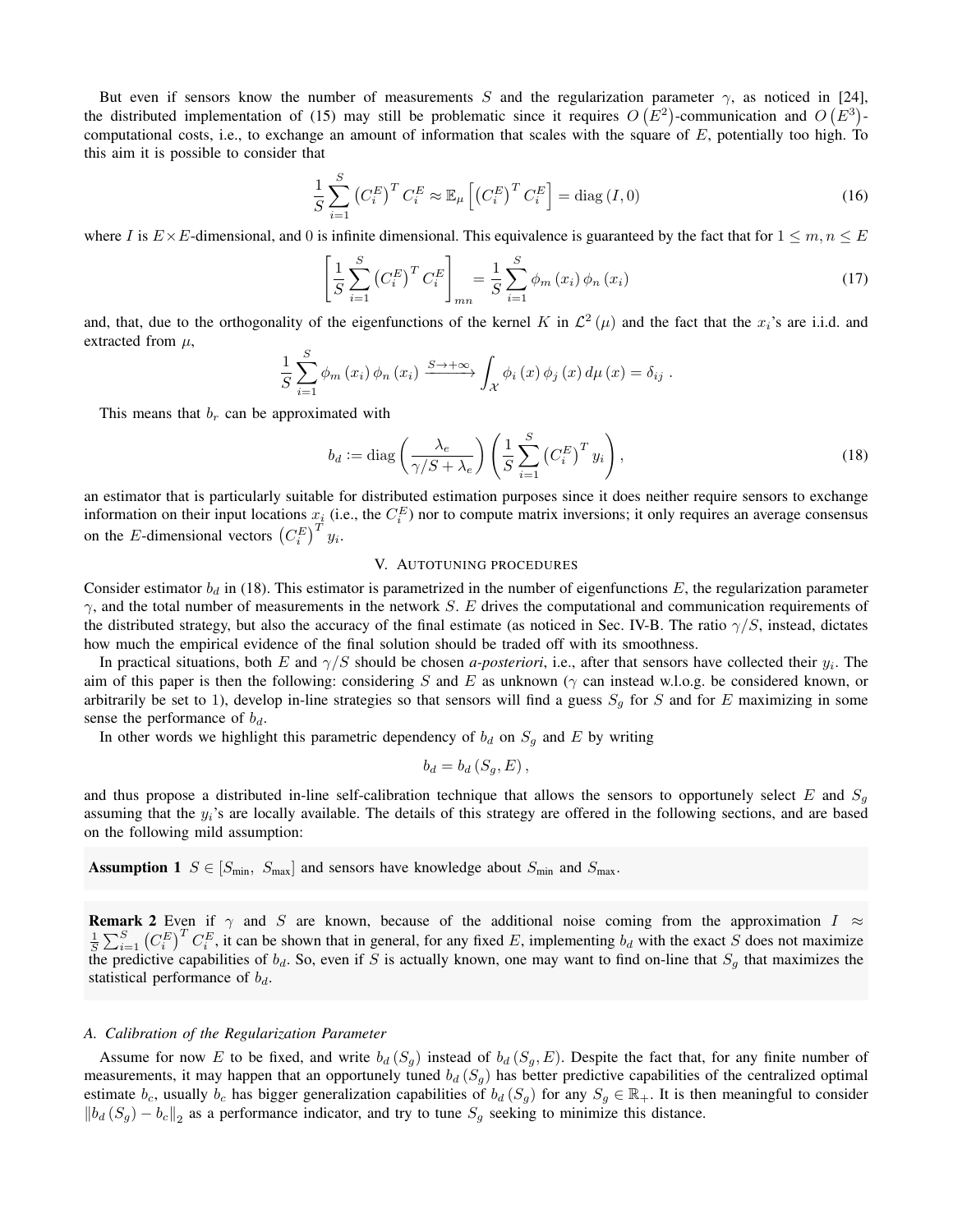But even if sensors know the number of measurements $S$ and the regularization parameter $\gamma$, as noticed in [24], the distributed implementation of (15) may still be problematic since it requires $O\left(E^2\right)$-communication and $O\left(E^3\right)$-computational costs, i.e., to exchange an amount of information that scales with the square of $E$, potentially too high. To this aim it is possible to consider that

$$\frac{1}{S}\sum_{i=1}^{S}\left(C_i^E\right)^T C_i^E \approx \mathbb{E}_\mu\left[\left(C_i^E\right)^T C_i^E\right] = \mathrm{diag}\left(I, 0\right) \tag{16}$$

where $I$ is $E \times E$-dimensional, and $0$ is infinite dimensional. This equivalence is guaranteed by the fact that for $1 \leq m, n \leq E$

$$\left[\frac{1}{S}\sum_{i=1}^{S}\left(C_i^E\right)^T C_i^E\right]_{mn} = \frac{1}{S}\sum_{i=1}^{S}\phi_m\left(x_i\right)\phi_n\left(x_i\right) \tag{17}$$

and, that, due to the orthogonality of the eigenfunctions of the kernel $K$ in $\mathcal{L}^2\left(\mu\right)$ and the fact that the $x_i$'s are i.i.d. and extracted from $\mu$,

$$\frac{1}{S}\sum_{i=1}^{S}\phi_m\left(x_i\right)\phi_n\left(x_i\right) \xrightarrow{S\to+\infty} \int_{\mathcal{X}} \phi_i\left(x\right)\phi_j\left(x\right)d\mu\left(x\right) = \delta_{ij}\ .$$

This means that $b_r$ can be approximated with

$$b_d := \mathrm{diag}\left(\frac{\lambda_e}{\gamma/S + \lambda_e}\right)\left(\frac{1}{S}\sum_{i=1}^{S}\left(C_i^E\right)^T y_i\right), \tag{18}$$

an estimator that is particularly suitable for distributed estimation purposes since it does neither require sensors to exchange information on their input locations $x_i$ (i.e., the $C_i^E$) nor to compute matrix inversions; it only requires an average consensus on the $E$-dimensional vectors $\left(C_i^E\right)^T y_i$.

## V. Autotuning procedures

Consider estimator $b_d$ in (18). This estimator is parametrized in the number of eigenfunctions $E$, the regularization parameter $\gamma$, and the total number of measurements in the network $S$. $E$ drives the computational and communication requirements of the distributed strategy, but also the accuracy of the final estimate (as noticed in Sec. IV-B. The ratio $\gamma/S$, instead, dictates how much the empirical evidence of the final solution should be traded off with its smoothness.

In practical situations, both $E$ and $\gamma/S$ should be chosen *a-posteriori*, i.e., after that sensors have collected their $y_i$. The aim of this paper is then the following: considering $S$ and $E$ as unknown ($\gamma$ can instead w.l.o.g. be considered known, or arbitrarily be set to 1), develop in-line strategies so that sensors will find a guess $S_g$ for $S$ and for $E$ maximizing in some sense the performance of $b_d$.

In other words we highlight this parametric dependency of $b_d$ on $S_g$ and $E$ by writing

$$b_d = b_d\left(S_g, E\right),$$

and thus propose a distributed in-line self-calibration technique that allows the sensors to opportunely select $E$ and $S_g$ assuming that the $y_i$'s are locally available. The details of this strategy are offered in the following sections, and are based on the following mild assumption:

**Assumption 1** $S \in [S_{\min},\ S_{\max}]$ and sensors have knowledge about $S_{\min}$ and $S_{\max}$.

**Remark 2** Even if $\gamma$ and $S$ are known, because of the additional noise coming from the approximation $I \approx \frac{1}{S}\sum_{i=1}^{S}\left(C_i^E\right)^T C_i^E$, it can be shown that in general, for any fixed $E$, implementing $b_d$ with the exact $S$ does not maximize the predictive capabilities of $b_d$. So, even if $S$ is actually known, one may want to find on-line that $S_g$ that maximizes the statistical performance of $b_d$.

### A. Calibration of the Regularization Parameter

Assume for now $E$ to be fixed, and write $b_d\left(S_g\right)$ instead of $b_d\left(S_g, E\right)$. Despite the fact that, for any finite number of measurements, it may happen that an opportunely tuned $b_d\left(S_g\right)$ has better predictive capabilities of the centralized optimal estimate $b_c$, usually $b_c$ has bigger generalization capabilities of $b_d\left(S_g\right)$ for any $S_g \in \mathbb{R}_+$. It is then meaningful to consider $\left\|b_d\left(S_g\right) - b_c\right\|_2$ as a performance indicator, and try to tune $S_g$ seeking to minimize this distance.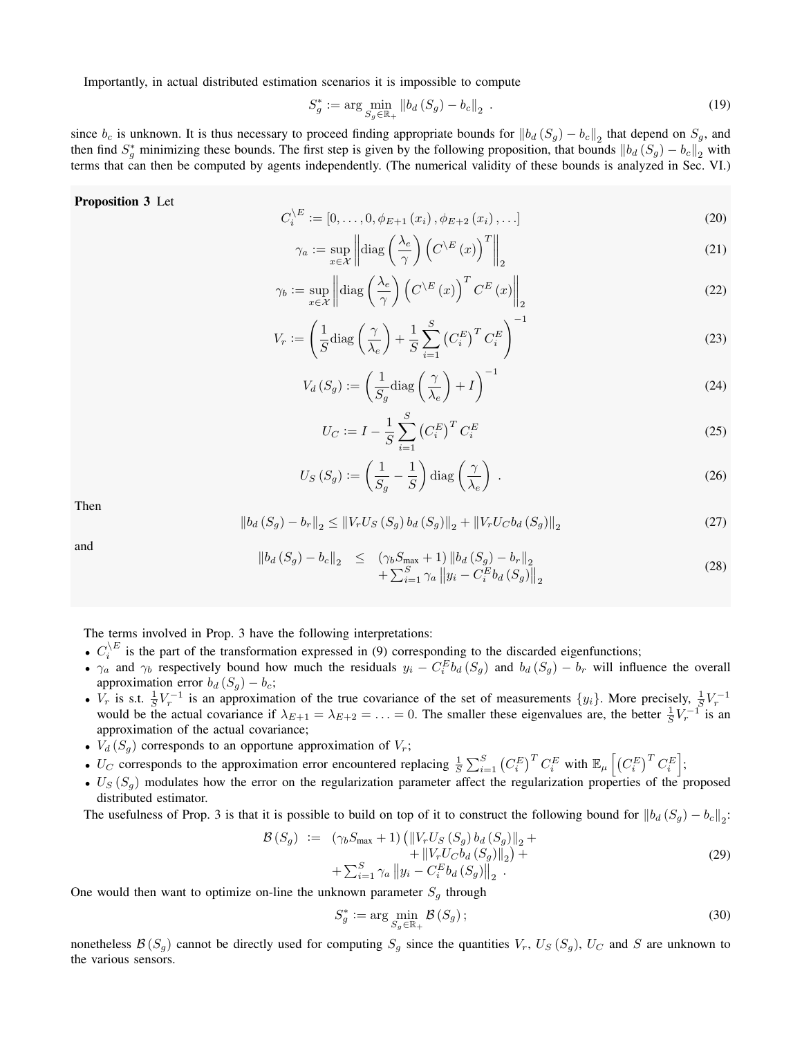Importantly, in actual distributed estimation scenarios it is impossible to compute

$$S_g^* := \arg\min_{S_g \in \mathbb{R}_+} \left\| b_d\left(S_g\right) - b_c \right\|_2 \ . \tag{19}$$

since $b_c$ is unknown. It is thus necessary to proceed finding appropriate bounds for $\left\| b_d\left(S_g\right) - b_c \right\|_2$ that depend on $S_g$, and then find $S_g^*$ minimizing these bounds. The first step is given by the following proposition, that bounds $\left\| b_d\left(S_g\right) - b_c \right\|_2$ with terms that can then be computed by agents independently. (The numerical validity of these bounds is analyzed in Sec. VI.)

**Proposition 3** Let

$$C_i^{\setminus E} := \left[0, \ldots, 0, \phi_{E+1}\left(x_i\right), \phi_{E+2}\left(x_i\right), \ldots\right] \tag{20}$$

$$\gamma_a := \sup_{x \in \mathcal{X}} \left\| \operatorname{diag}\left(\frac{\lambda_e}{\gamma}\right) \left(C^{\setminus E}\left(x\right)\right)^T \right\|_2 \tag{21}$$

$$\gamma_b := \sup_{x \in \mathcal{X}} \left\| \operatorname{diag}\left(\frac{\lambda_e}{\gamma}\right) \left(C^{\setminus E}\left(x\right)\right)^T C^E\left(x\right) \right\|_2 \tag{22}$$

$$V_r := \left( \frac{1}{S} \operatorname{diag}\left(\frac{\gamma}{\lambda_e}\right) + \frac{1}{S} \sum_{i=1}^{S} \left(C_i^E\right)^T C_i^E \right)^{-1} \tag{23}$$

$$V_d\left(S_g\right) := \left( \frac{1}{S_g} \operatorname{diag}\left(\frac{\gamma}{\lambda_e}\right) + I \right)^{-1} \tag{24}$$

$$U_C := I - \frac{1}{S} \sum_{i=1}^{S} \left(C_i^E\right)^T C_i^E \tag{25}$$

$$U_S\left(S_g\right) := \left( \frac{1}{S_g} - \frac{1}{S} \right) \operatorname{diag}\left(\frac{\gamma}{\lambda_e}\right) \ . \tag{26}$$

Then

$$\left\| b_d\left(S_g\right) - b_r \right\|_2 \leq \left\| V_r U_S\left(S_g\right) b_d\left(S_g\right) \right\|_2 + \left\| V_r U_C b_d\left(S_g\right) \right\|_2 \tag{27}$$

and

$$\begin{aligned} \left\| b_d\left(S_g\right) - b_c \right\|_2 \quad \leq \quad & \left(\gamma_b S_{\text{max}} + 1\right) \left\| b_d\left(S_g\right) - b_r \right\|_2 \\ & + \sum_{i=1}^{S} \gamma_a \left\| y_i - C_i^E b_d\left(S_g\right) \right\|_2 \end{aligned} \tag{28}$$

The terms involved in Prop. 3 have the following interpretations:

- $C_i^{\setminus E}$ is the part of the transformation expressed in (9) corresponding to the discarded eigenfunctions;
- $\gamma_a$ and $\gamma_b$ respectively bound how much the residuals $y_i - C_i^E b_d\left(S_g\right)$ and $b_d\left(S_g\right) - b_r$ will influence the overall approximation error $b_d\left(S_g\right) - b_c$;
- $V_r$ is s.t. $\frac{1}{S} V_r^{-1}$ is an approximation of the true covariance of the set of measurements $\{y_i\}$. More precisely, $\frac{1}{S} V_r^{-1}$ would be the actual covariance if $\lambda_{E+1} = \lambda_{E+2} = \ldots = 0$. The smaller these eigenvalues are, the better $\frac{1}{S} V_r^{-1}$ is an approximation of the actual covariance;
- $V_d\left(S_g\right)$ corresponds to an opportune approximation of $V_r$;
- $U_C$ corresponds to the approximation error encountered replacing $\frac{1}{S} \sum_{i=1}^{S} \left(C_i^E\right)^T C_i^E$ with $\mathbb{E}_\mu \left[ \left(C_i^E\right)^T C_i^E \right]$;
- $U_S\left(S_g\right)$ modulates how the error on the regularization parameter affect the regularization properties of the proposed distributed estimator.

The usefulness of Prop. 3 is that it is possible to build on top of it to construct the following bound for $\left\| b_d\left(S_g\right) - b_c \right\|_2$:

$$\begin{aligned} \mathcal{B}\left(S_g\right) \ := \ & \left(\gamma_b S_{\text{max}} + 1\right) \big( \left\| V_r U_S\left(S_g\right) b_d\left(S_g\right) \right\|_2 + \\ & \quad + \left\| V_r U_C b_d\left(S_g\right) \right\|_2 \big) + \\ & + \sum_{i=1}^{S} \gamma_a \left\| y_i - C_i^E b_d\left(S_g\right) \right\|_2 \ . \end{aligned} \tag{29}$$

One would then want to optimize on-line the unknown parameter $S_g$ through

$$S_g^* := \arg\min_{S_g \in \mathbb{R}_+} \mathcal{B}\left(S_g\right); \tag{30}$$

nonetheless $\mathcal{B}\left(S_g\right)$ cannot be directly used for computing $S_g$ since the quantities $V_r$, $U_S\left(S_g\right)$, $U_C$ and $S$ are unknown to the various sensors.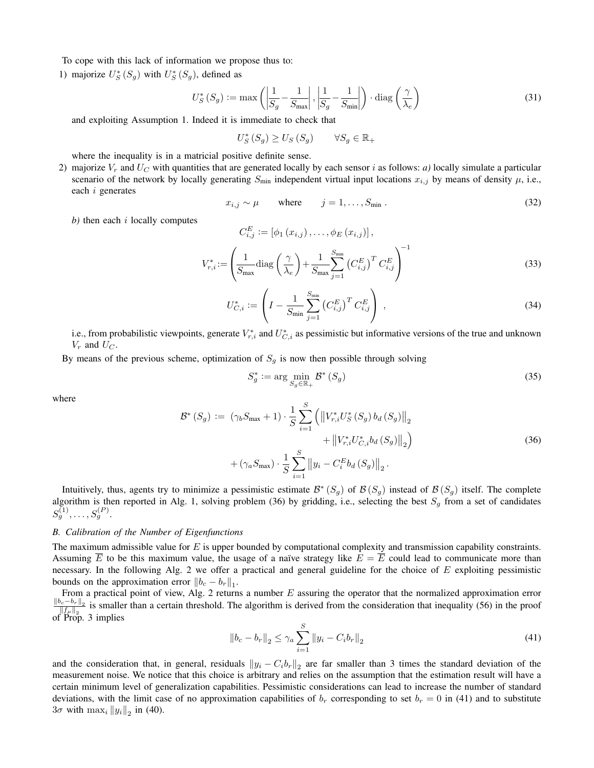To cope with this lack of information we propose thus to:

1) majorize $U_S^*(S_g)$ with $U_S^*(S_g)$, defined as

$$U_S^*(S_g) := \max\left(\left|\frac{1}{S_g} - \frac{1}{S_{\max}}\right|, \left|\frac{1}{S_g} - \frac{1}{S_{\min}}\right|\right) \cdot \operatorname{diag}\left(\frac{\gamma}{\lambda_e}\right) \tag{31}$$

and exploiting Assumption 1. Indeed it is immediate to check that

$$U_S^*(S_g) \geq U_S(S_g) \qquad \forall S_g \in \mathbb{R}_+$$

where the inequality is in a matricial positive definite sense.

2) majorize $V_r$ and $U_C$ with quantities that are generated locally by each sensor $i$ as follows: *a)* locally simulate a particular scenario of the network by locally generating $S_{\min}$ independent virtual input locations $x_{i,j}$ by means of density $\mu$, i.e., each $i$ generates

$$x_{i,j} \sim \mu \qquad \text{where} \qquad j = 1, \ldots, S_{\min}\,. \tag{32}$$

*b)* then each $i$ locally computes

$$C_{i,j}^E := \left[\phi_1(x_{i,j}), \ldots, \phi_E(x_{i,j})\right],$$

$$V_{r,i}^* := \left(\frac{1}{S_{\max}} \operatorname{diag}\left(\frac{\gamma}{\lambda_e}\right) + \frac{1}{S_{\max}} \sum_{j=1}^{S_{\min}} \left(C_{i,j}^E\right)^T C_{i,j}^E\right)^{-1} \tag{33}$$

$$U_{C,i}^* := \left(I - \frac{1}{S_{\min}} \sum_{j=1}^{S_{\min}} \left(C_{i,j}^E\right)^T C_{i,j}^E\right)\,, \tag{34}$$

i.e., from probabilistic viewpoints, generate $V_{r,i}^*$ and $U_{C,i}^*$ as pessimistic but informative versions of the true and unknown $V_r$ and $U_C$.

By means of the previous scheme, optimization of $S_g$ is now then possible through solving

$$S_g^* := \arg\min_{S_g \in \mathbb{R}_+} \mathcal{B}^*(S_g) \tag{35}$$

where

$$\begin{aligned}
\mathcal{B}^*(S_g) \;:=\; & (\gamma_b S_{\max} + 1) \cdot \frac{1}{S} \sum_{i=1}^{S} \Big( \left\| V_{r,i}^* U_S^*(S_g)\, b_d(S_g) \right\|_2 \\
& \qquad\qquad\qquad\qquad + \left\| V_{r,i}^* U_{C,i}^* b_d(S_g) \right\|_2 \Big) \\
& + (\gamma_a S_{\max}) \cdot \frac{1}{S} \sum_{i=1}^{S} \left\| y_i - C_i^E b_d(S_g) \right\|_2 .
\end{aligned} \tag{36}$$

Intuitively, thus, agents try to minimize a pessimistic estimate $\mathcal{B}^*(S_g)$ of $\mathcal{B}(S_g)$ instead of $\mathcal{B}(S_g)$ itself. The complete algorithm is then reported in Alg. 1, solving problem (36) by gridding, i.e., selecting the best $S_g$ from a set of candidates $S_g^{(1)}, \ldots, S_g^{(P)}$.

### *B. Calibration of the Number of Eigenfunctions*

The maximum admissible value for $E$ is upper bounded by computational complexity and transmission capability constraints. Assuming $\overline{E}$ to be this maximum value, the usage of a naïve strategy like $E = \overline{E}$ could lead to communicate more than necessary. In the following Alg. 2 we offer a practical and general guideline for the choice of $E$ exploiting pessimistic bounds on the approximation error $\|b_c - b_r\|_1$.

From a practical point of view, Alg. 2 returns a number $E$ assuring the operator that the normalized approximation error $\frac{\|b_c - b_r\|_2}{\|f_\mu\|_2}$ is smaller than a certain threshold. The algorithm is derived from the consideration that inequality (56) in the proof of Prop. 3 implies

$$\|b_c - b_r\|_2 \leq \gamma_a \sum_{i=1}^{S} \|y_i - C_i b_r\|_2 \tag{41}$$

and the consideration that, in general, residuals $\|y_i - C_i b_r\|_2$ are far smaller than 3 times the standard deviation of the measurement noise. We notice that this choice is arbitrary and relies on the assumption that the estimation result will have a certain minimum level of generalization capabilities. Pessimistic considerations can lead to increase the number of standard deviations, with the limit case of no approximation capabilities of $b_r$ corresponding to set $b_r = 0$ in (41) and to substitute $3\sigma$ with $\max_i \|y_i\|_2$ in (40).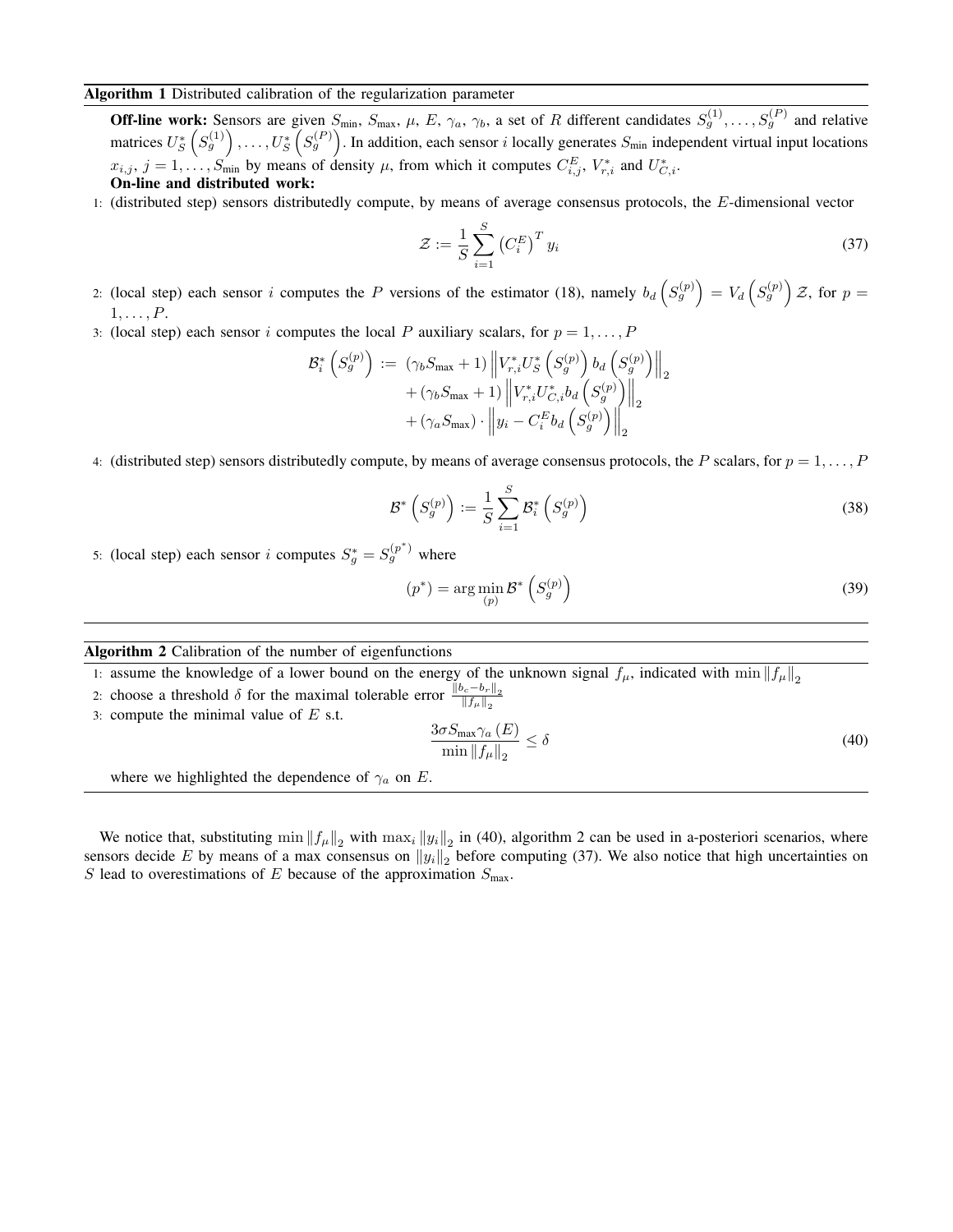**Algorithm 1** Distributed calibration of the regularization parameter

**Off-line work:** Sensors are given $S_{\min}$, $S_{\max}$, $\mu$, $E$, $\gamma_a$, $\gamma_b$, a set of $R$ different candidates $S_g^{(1)}, \ldots, S_g^{(P)}$ and relative matrices $U_S^*\left(S_g^{(1)}\right), \ldots, U_S^*\left(S_g^{(P)}\right)$. In addition, each sensor $i$ locally generates $S_{\min}$ independent virtual input locations $x_{i,j}$, $j = 1, \ldots, S_{\min}$ by means of density $\mu$, from which it computes $C_{i,j}^E$, $V_{r,i}^*$ and $U_{C,i}^*$.

**On-line and distributed work:**

1: (distributed step) sensors distributedly compute, by means of average consensus protocols, the $E$-dimensional vector

$$\mathcal{Z} := \frac{1}{S} \sum_{i=1}^{S} \left(C_i^E\right)^T y_i \tag{37}$$

2: (local step) each sensor $i$ computes the $P$ versions of the estimator (18), namely $b_d\left(S_g^{(p)}\right) = V_d\left(S_g^{(p)}\right)\mathcal{Z}$, for $p = 1, \ldots, P$.

3: (local step) each sensor $i$ computes the local $P$ auxiliary scalars, for $p = 1, \ldots, P$

$$\begin{aligned}
\mathcal{B}_i^*\left(S_g^{(p)}\right) := \ & (\gamma_b S_{\max} + 1)\left\| V_{r,i}^* U_S^*\left(S_g^{(p)}\right) b_d\left(S_g^{(p)}\right)\right\|_2 \\
& + (\gamma_b S_{\max} + 1)\left\| V_{r,i}^* U_{C,i}^* b_d\left(S_g^{(p)}\right)\right\|_2 \\
& + (\gamma_a S_{\max}) \cdot \left\| y_i - C_i^E b_d\left(S_g^{(p)}\right)\right\|_2
\end{aligned}$$

4: (distributed step) sensors distributedly compute, by means of average consensus protocols, the $P$ scalars, for $p = 1, \ldots, P$

$$\mathcal{B}^*\left(S_g^{(p)}\right) := \frac{1}{S} \sum_{i=1}^{S} \mathcal{B}_i^*\left(S_g^{(p)}\right) \tag{38}$$

5: (local step) each sensor $i$ computes $S_g^* = S_g^{(p^*)}$ where

$$(p^*) = \arg\min_{(p)} \mathcal{B}^*\left(S_g^{(p)}\right) \tag{39}$$

---

**Algorithm 2** Calibration of the number of eigenfunctions

1: assume the knowledge of a lower bound on the energy of the unknown signal $f_\mu$, indicated with $\min \|f_\mu\|_2$

2: choose a threshold $\delta$ for the maximal tolerable error $\frac{\|b_c - b_r\|_2}{\|f_\mu\|_2}$

3: compute the minimal value of $E$ s.t.

$$\frac{3\sigma S_{\max} \gamma_a(E)}{\min \|f_\mu\|_2} \leq \delta \tag{40}$$

where we highlighted the dependence of $\gamma_a$ on $E$.

---

We notice that, substituting $\min \|f_\mu\|_2$ with $\max_i \|y_i\|_2$ in (40), algorithm 2 can be used in a-posteriori scenarios, where sensors decide $E$ by means of a max consensus on $\|y_i\|_2$ before computing (37). We also notice that high uncertainties on $S$ lead to overestimations of $E$ because of the approximation $S_{\max}$.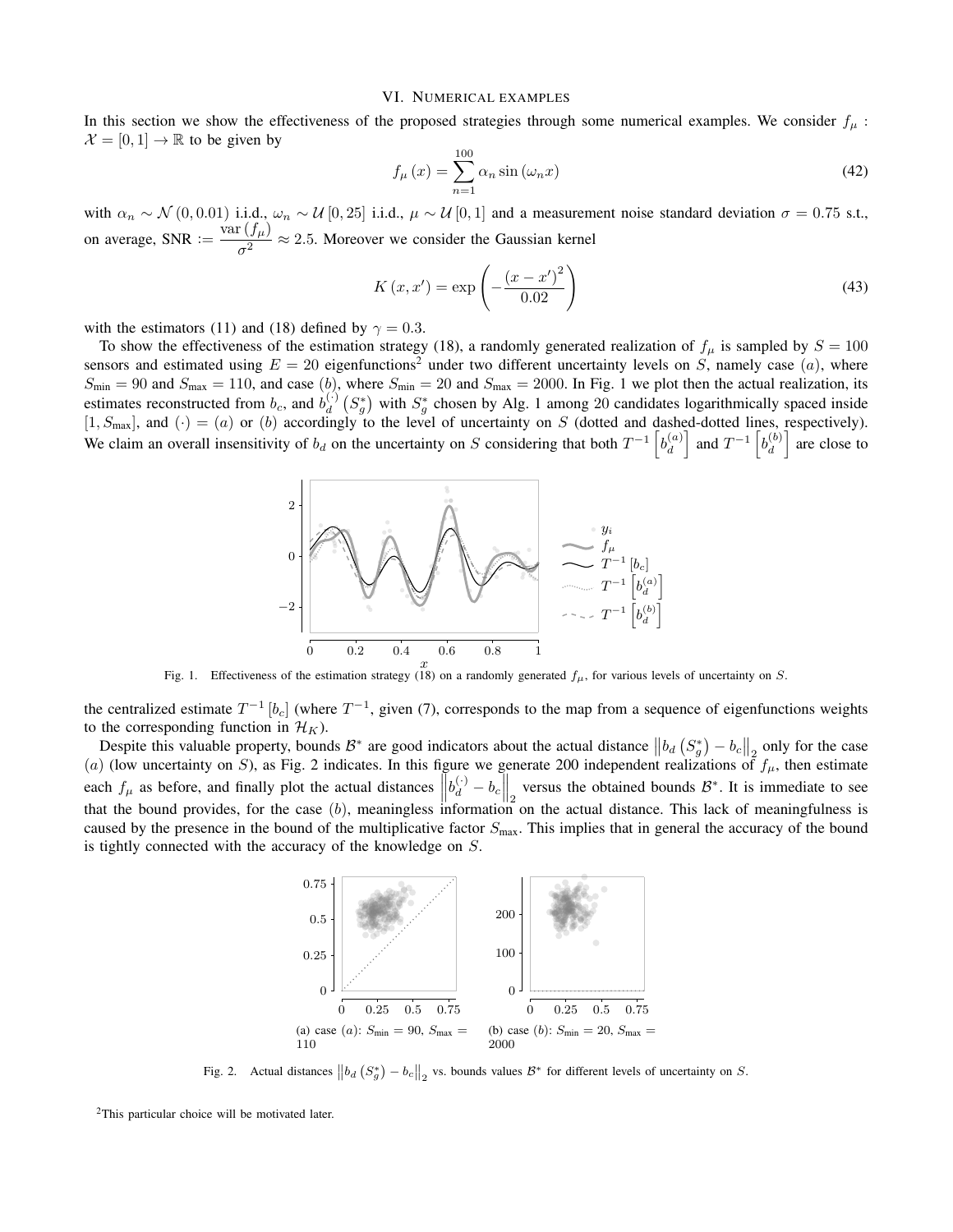## VI. Numerical examples

In this section we show the effectiveness of the proposed strategies through some numerical examples. We consider $f_\mu : \mathcal{X} = [0,1] \to \mathbb{R}$ to be given by

$$f_\mu(x) = \sum_{n=1}^{100} \alpha_n \sin(\omega_n x) \tag{42}$$

with $\alpha_n \sim \mathcal{N}(0, 0.01)$ i.i.d., $\omega_n \sim \mathcal{U}[0, 25]$ i.i.d., $\mu \sim \mathcal{U}[0,1]$ and a measurement noise standard deviation $\sigma = 0.75$ s.t., on average, $\mathrm{SNR} := \frac{\mathrm{var}(f_\mu)}{\sigma^2} \approx 2.5$. Moreover we consider the Gaussian kernel

$$K(x, x') = \exp\left(-\frac{(x - x')^2}{0.02}\right) \tag{43}$$

with the estimators (11) and (18) defined by $\gamma = 0.3$.

To show the effectiveness of the estimation strategy (18), a randomly generated realization of $f_\mu$ is sampled by $S = 100$ sensors and estimated using $E = 20$ eigenfunctions[2] under two different uncertainty levels on $S$, namely case $(a)$, where $S_{\min} = 90$ and $S_{\max} = 110$, and case $(b)$, where $S_{\min} = 20$ and $S_{\max} = 2000$. In Fig. 1 we plot then the actual realization, its estimates reconstructed from $b_c$, and $b_d^{(\cdot)}(S_g^*)$ with $S_g^*$ chosen by Alg. 1 among 20 candidates logarithmically spaced inside $[1, S_{\max}]$, and $(\cdot) = (a)$ or $(b)$ accordingly to the level of uncertainty on $S$ (dotted and dashed-dotted lines, respectively). We claim an overall insensitivity of $b_d$ on the uncertainty on $S$ considering that both $T^{-1}\left[b_d^{(a)}\right]$ and $T^{-1}\left[b_d^{(b)}\right]$ are close to the centralized estimate $T^{-1}[b_c]$ (where $T^{-1}$, given (7), corresponds to the map from a sequence of eigenfunctions weights to the corresponding function in $\mathcal{H}_K$).

Fig. 1. Effectiveness of the estimation strategy (18) on a randomly generated $f_\mu$, for various levels of uncertainty on $S$.

Despite this valuable property, bounds $\mathcal{B}^*$ are good indicators about the actual distance $\left\|b_d(S_g^*) - b_c\right\|_2$ only for the case $(a)$ (low uncertainty on $S$), as Fig. 2 indicates. In this figure we generate 200 independent realizations of $f_\mu$, then estimate each $f_\mu$ as before, and finally plot the actual distances $\left\|b_d^{(\cdot)} - b_c\right\|_2$ versus the obtained bounds $\mathcal{B}^*$. It is immediate to see that the bound provides, for the case $(b)$, meaningless information on the actual distance. This lack of meaningfulness is caused by the presence in the bound of the multiplicative factor $S_{\max}$. This implies that in general the accuracy of the bound is tightly connected with the accuracy of the knowledge on $S$.

(a) case $(a)$: $S_{\min} = 90$, $S_{\max} = 110$

(b) case $(b)$: $S_{\min} = 20$, $S_{\max} = 2000$

Fig. 2. Actual distances $\left\|b_d(S_g^*) - b_c\right\|_2$ vs. bounds values $\mathcal{B}^*$ for different levels of uncertainty on $S$.

[2] This particular choice will be motivated later.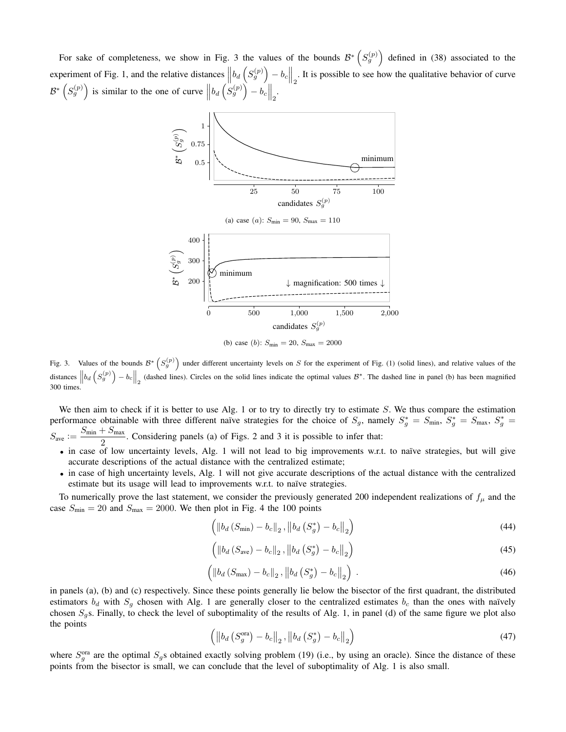For sake of completeness, we show in Fig. 3 the values of the bounds $\mathcal{B}^*\left(S_g^{(p)}\right)$ defined in (38) associated to the experiment of Fig. 1, and the relative distances $\left\|b_d\left(S_g^{(p)}\right) - b_c\right\|_2$. It is possible to see how the qualitative behavior of curve $\mathcal{B}^*\left(S_g^{(p)}\right)$ is similar to the one of curve $\left\|b_d\left(S_g^{(p)}\right) - b_c\right\|_2$.

(a) case $(a)$: $S_{\min} = 90$, $S_{\max} = 110$

(b) case $(b)$: $S_{\min} = 20$, $S_{\max} = 2000$

Fig. 3. Values of the bounds $\mathcal{B}^*\left(S_g^{(p)}\right)$ under different uncertainty levels on $S$ for the experiment of Fig. (1) (solid lines), and relative values of the distances $\left\|b_d\left(S_g^{(p)}\right) - b_c\right\|_2$ (dashed lines). Circles on the solid lines indicate the optimal values $\mathcal{B}^*$. The dashed line in panel (b) has been magnified 300 times.

We then aim to check if it is better to use Alg. 1 or to try to directly try to estimate $S$. We thus compare the estimation performance obtainable with three different naïve strategies for the choice of $S_g$, namely $S_g^* = S_{\min}$, $S_g^* = S_{\max}$, $S_g^* = S_{\text{ave}} := \dfrac{S_{\min} + S_{\max}}{2}$. Considering panels (a) of Figs. 2 and 3 it is possible to infer that:

- in case of low uncertainty levels, Alg. 1 will not lead to big improvements w.r.t. to naïve strategies, but will give accurate descriptions of the actual distance with the centralized estimate;
- in case of high uncertainty levels, Alg. 1 will not give accurate descriptions of the actual distance with the centralized estimate but its usage will lead to improvements w.r.t. to naïve strategies.

To numerically prove the last statement, we consider the previously generated 200 independent realizations of $f_\mu$ and the case $S_{\min} = 20$ and $S_{\max} = 2000$. We then plot in Fig. 4 the 100 points

$$\left(\left\|b_d\left(S_{\min}\right) - b_c\right\|_2, \left\|b_d\left(S_g^*\right) - b_c\right\|_2\right) \tag{44}$$

$$\left(\left\|b_d\left(S_{\text{ave}}\right) - b_c\right\|_2, \left\|b_d\left(S_g^*\right) - b_c\right\|_2\right) \tag{45}$$

$$\left(\left\|b_d\left(S_{\max}\right) - b_c\right\|_2, \left\|b_d\left(S_g^*\right) - b_c\right\|_2\right) . \tag{46}$$

in panels (a), (b) and (c) respectively. Since these points generally lie below the bisector of the first quadrant, the distributed estimators $b_d$ with $S_g$ chosen with Alg. 1 are generally closer to the centralized estimates $b_c$ than the ones with naïvely chosen $S_g$s. Finally, to check the level of suboptimality of the results of Alg. 1, in panel (d) of the same figure we plot also the points

$$\left(\left\|b_d\left(S_g^{\text{ora}}\right) - b_c\right\|_2, \left\|b_d\left(S_g^*\right) - b_c\right\|_2\right) \tag{47}$$

where $S_g^{\text{ora}}$ are the optimal $S_g$s obtained exactly solving problem (19) (i.e., by using an oracle). Since the distance of these points from the bisector is small, we can conclude that the level of suboptimality of Alg. 1 is also small.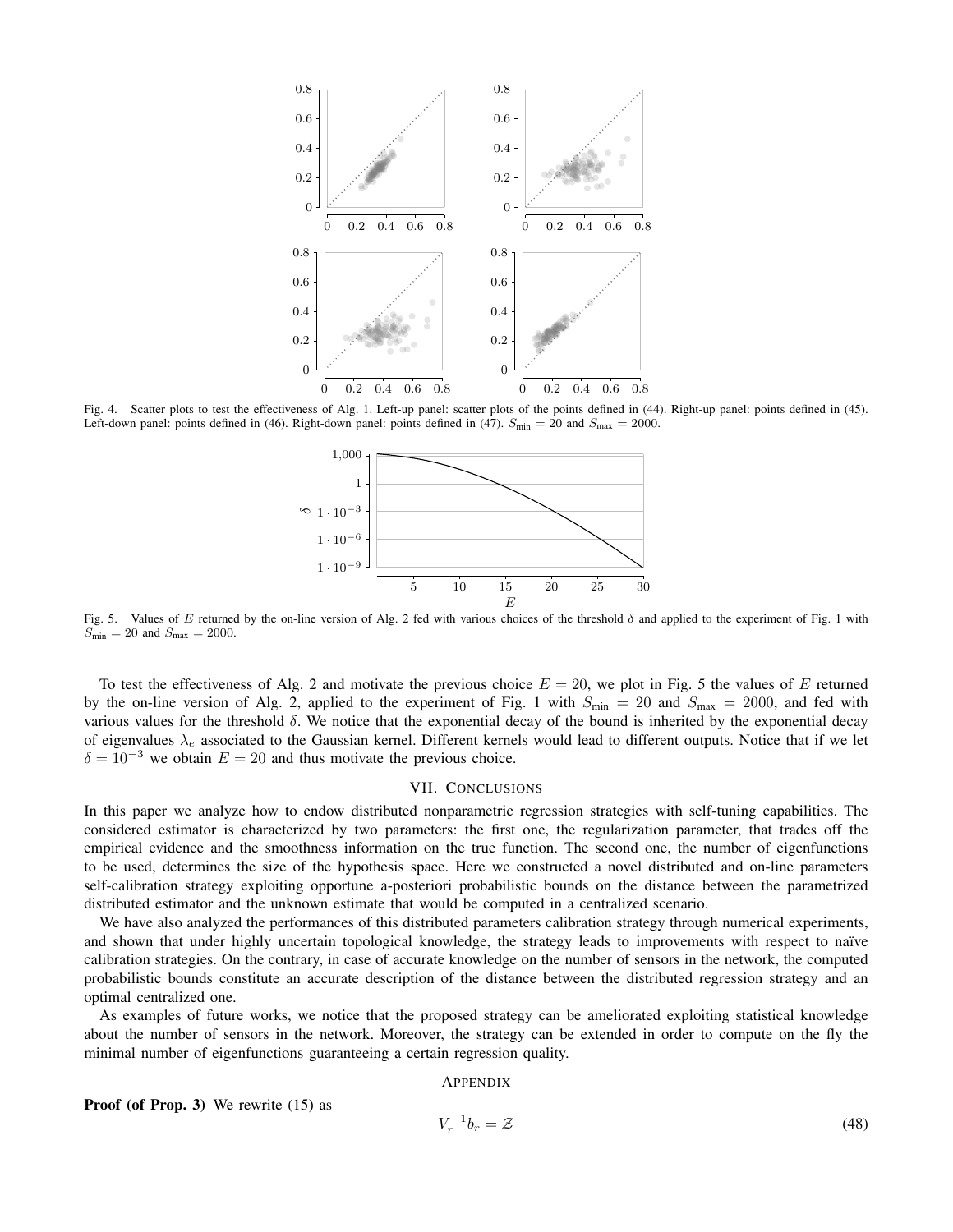Fig. 4. Scatter plots to test the effectiveness of Alg. 1. Left-up panel: scatter plots of the points defined in (44). Right-up panel: points defined in (45). Left-down panel: points defined in (46). Right-down panel: points defined in (47). $S_{\min} = 20$ and $S_{\max} = 2000$.

Fig. 5. Values of $E$ returned by the on-line version of Alg. 2 fed with various choices of the threshold $\delta$ and applied to the experiment of Fig. 1 with $S_{\min} = 20$ and $S_{\max} = 2000$.

To test the effectiveness of Alg. 2 and motivate the previous choice $E = 20$, we plot in Fig. 5 the values of $E$ returned by the on-line version of Alg. 2, applied to the experiment of Fig. 1 with $S_{\min} = 20$ and $S_{\max} = 2000$, and fed with various values for the threshold $\delta$. We notice that the exponential decay of the bound is inherited by the exponential decay of eigenvalues $\lambda_e$ associated to the Gaussian kernel. Different kernels would lead to different outputs. Notice that if we let $\delta = 10^{-3}$ we obtain $E = 20$ and thus motivate the previous choice.

## VII. Conclusions

In this paper we analyze how to endow distributed nonparametric regression strategies with self-tuning capabilities. The considered estimator is characterized by two parameters: the first one, the regularization parameter, that trades off the empirical evidence and the smoothness information on the true function. The second one, the number of eigenfunctions to be used, determines the size of the hypothesis space. Here we constructed a novel distributed and on-line parameters self-calibration strategy exploiting opportune a-posteriori probabilistic bounds on the distance between the parametrized distributed estimator and the unknown estimate that would be computed in a centralized scenario.

We have also analyzed the performances of this distributed parameters calibration strategy through numerical experiments, and shown that under highly uncertain topological knowledge, the strategy leads to improvements with respect to naïve calibration strategies. On the contrary, in case of accurate knowledge on the number of sensors in the network, the computed probabilistic bounds constitute an accurate description of the distance between the distributed regression strategy and an optimal centralized one.

As examples of future works, we notice that the proposed strategy can be ameliorated exploiting statistical knowledge about the number of sensors in the network. Moreover, the strategy can be extended in order to compute on the fly the minimal number of eigenfunctions guaranteeing a certain regression quality.

## Appendix

**Proof (of Prop. 3)** We rewrite (15) as

$$V_r^{-1} b_r = \mathcal{Z} \tag{48}$$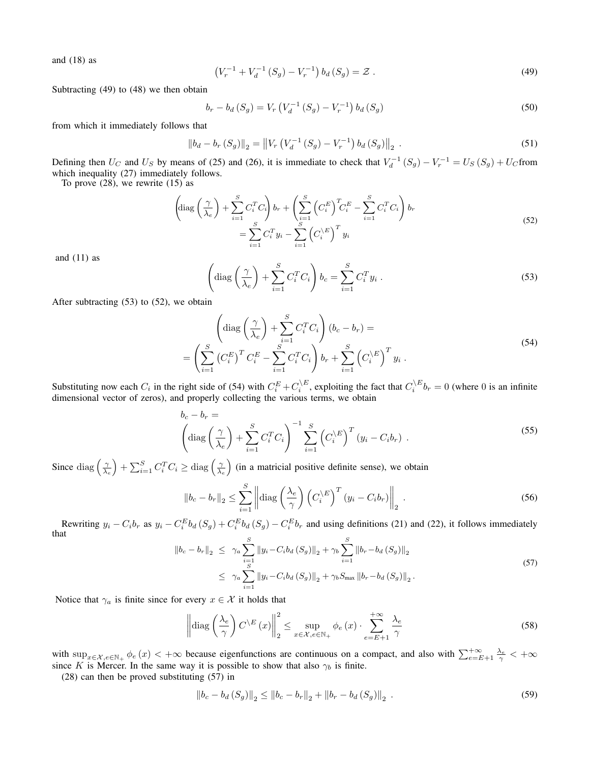and (18) as

$$\left(V_r^{-1} + V_d^{-1}\left(S_g\right) - V_r^{-1}\right) b_d\left(S_g\right) = \mathcal{Z} \ . \tag{49}$$

Subtracting (49) to (48) we then obtain

$$b_r - b_d\left(S_g\right) = V_r\left(V_d^{-1}\left(S_g\right) - V_r^{-1}\right) b_d\left(S_g\right) \tag{50}$$

from which it immediately follows that

$$\left\|b_d - b_r\left(S_g\right)\right\|_2 = \left\|V_r\left(V_d^{-1}\left(S_g\right) - V_r^{-1}\right) b_d\left(S_g\right)\right\|_2 \ . \tag{51}$$

Defining then $U_C$ and $U_S$ by means of (25) and (26), it is immediate to check that $V_d^{-1}\left(S_g\right) - V_r^{-1} = U_S\left(S_g\right) + U_C$from which inequality (27) immediately follows.

To prove (28), we rewrite (15) as

$$\begin{gathered}\left(\operatorname{diag}\left(\frac{\gamma}{\lambda_e}\right) + \sum_{i=1}^{S} C_i^T C_i\right) b_r + \left(\sum_{i=1}^{S}\left(C_i^E\right)^T C_i^E - \sum_{i=1}^{S} C_i^T C_i\right) b_r \\ = \sum_{i=1}^{S} C_i^T y_i - \sum_{i=1}^{S}\left(C_i^{\setminus E}\right)^T y_i\end{gathered} \tag{52}$$

and (11) as

$$\left(\operatorname{diag}\left(\frac{\gamma}{\lambda_e}\right) + \sum_{i=1}^{S} C_i^T C_i\right) b_c = \sum_{i=1}^{S} C_i^T y_i \ . \tag{53}$$

After subtracting (53) to (52), we obtain

$$\begin{gathered}\left(\operatorname{diag}\left(\frac{\gamma}{\lambda_e}\right) + \sum_{i=1}^{S} C_i^T C_i\right)\left(b_c - b_r\right) = \\ = \left(\sum_{i=1}^{S}\left(C_i^E\right)^T C_i^E - \sum_{i=1}^{S} C_i^T C_i\right) b_r + \sum_{i=1}^{S}\left(C_i^{\setminus E}\right)^T y_i \ .\end{gathered} \tag{54}$$

Substituting now each $C_i$ in the right side of (54) with $C_i^E + C_i^{\setminus E}$, exploiting the fact that $C_i^{\setminus E} b_r = 0$ (where 0 is an infinite dimensional vector of zeros), and properly collecting the various terms, we obtain

$$\begin{aligned}& b_c - b_r = \\ & \left(\operatorname{diag}\left(\frac{\gamma}{\lambda_e}\right) + \sum_{i=1}^{S} C_i^T C_i\right)^{-1} \sum_{i=1}^{S}\left(C_i^{\setminus E}\right)^T\left(y_i - C_i b_r\right) \ .\end{aligned} \tag{55}$$

Since $\operatorname{diag}\left(\frac{\gamma}{\lambda_e}\right) + \sum_{i=1}^{S} C_i^T C_i \geq \operatorname{diag}\left(\frac{\gamma}{\lambda_e}\right)$ (in a matricial positive definite sense), we obtain

$$\left\|b_c - b_r\right\|_2 \leq \sum_{i=1}^{S}\left\|\operatorname{diag}\left(\frac{\lambda_e}{\gamma}\right)\left(C_i^{\setminus E}\right)^T\left(y_i - C_i b_r\right)\right\|_2 \ . \tag{56}$$

Rewriting $y_i - C_i b_r$ as $y_i - C_i^E b_d\left(S_g\right) + C_i^E b_d\left(S_g\right) - C_i^E b_r$ and using definitions (21) and (22), it follows immediately that

$$\begin{aligned}\left\|b_c - b_r\right\|_2 & \leq \gamma_a \sum_{i=1}^{S}\left\|y_i - C_i b_d\left(S_g\right)\right\|_2 + \gamma_b \sum_{i=1}^{S}\left\|b_r - b_d\left(S_g\right)\right\|_2 \\ & \leq \gamma_a \sum_{i=1}^{S}\left\|y_i - C_i b_d\left(S_g\right)\right\|_2 + \gamma_b S_{\max}\left\|b_r - b_d\left(S_g\right)\right\|_2 .\end{aligned} \tag{57}$$

Notice that $\gamma_a$ is finite since for every $x \in \mathcal{X}$ it holds that

$$\left\|\operatorname{diag}\left(\frac{\lambda_e}{\gamma}\right) C^{\setminus E}(x)\right\|_2^2 \leq \sup_{x \in \mathcal{X}, e \in \mathbb{N}_+} \phi_e(x) \cdot \sum_{e=E+1}^{+\infty} \frac{\lambda_e}{\gamma} \tag{58}$$

with $\sup_{x \in \mathcal{X}, e \in \mathbb{N}_+} \phi_e(x) < +\infty$ because eigenfunctions are continuous on a compact, and also with $\sum_{e=E+1}^{+\infty} \frac{\lambda_e}{\gamma} < +\infty$ since $K$ is Mercer. In the same way it is possible to show that also $\gamma_b$ is finite.

(28) can then be proved substituting (57) in

$$\left\|b_c - b_d\left(S_g\right)\right\|_2 \leq \left\|b_c - b_r\right\|_2 + \left\|b_r - b_d\left(S_g\right)\right\|_2 \ . \tag{59}$$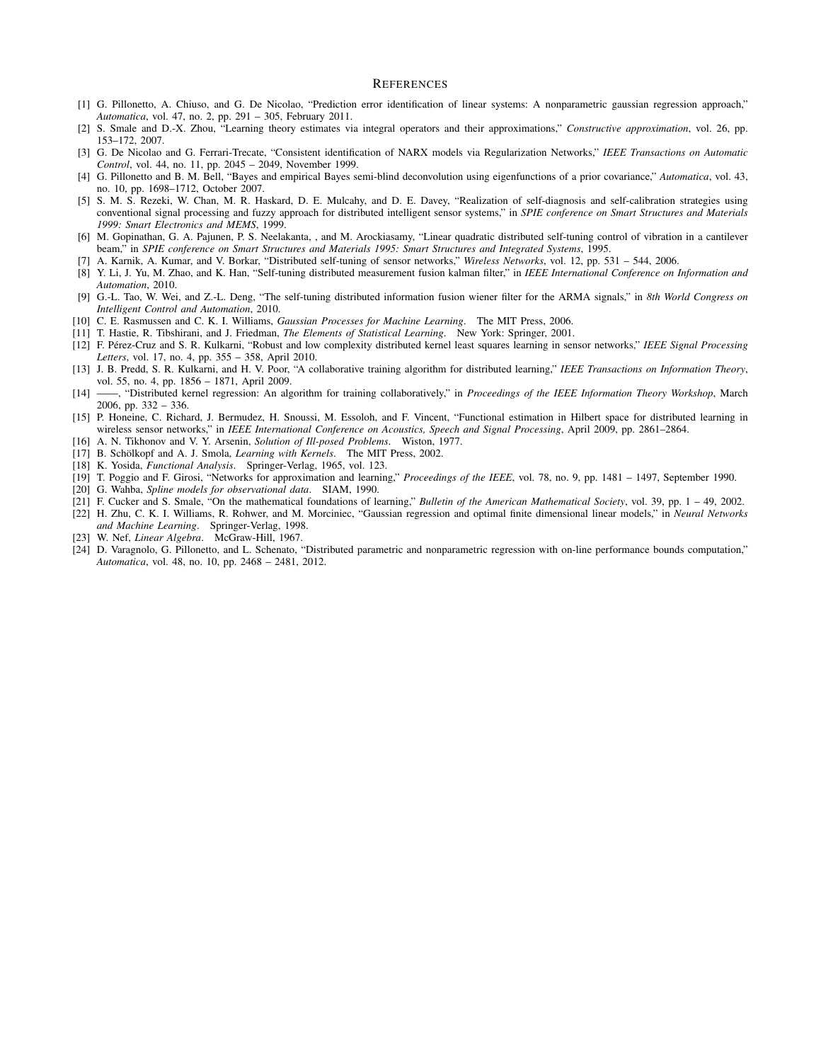## REFERENCES

[1] G. Pillonetto, A. Chiuso, and G. De Nicolao, "Prediction error identification of linear systems: A nonparametric gaussian regression approach," *Automatica*, vol. 47, no. 2, pp. 291 – 305, February 2011.

[2] S. Smale and D.-X. Zhou, "Learning theory estimates via integral operators and their approximations," *Constructive approximation*, vol. 26, pp. 153–172, 2007.

[3] G. De Nicolao and G. Ferrari-Trecate, "Consistent identification of NARX models via Regularization Networks," *IEEE Transactions on Automatic Control*, vol. 44, no. 11, pp. 2045 – 2049, November 1999.

[4] G. Pillonetto and B. M. Bell, "Bayes and empirical Bayes semi-blind deconvolution using eigenfunctions of a prior covariance," *Automatica*, vol. 43, no. 10, pp. 1698–1712, October 2007.

[5] S. M. S. Rezeki, W. Chan, M. R. Haskard, D. E. Mulcahy, and D. E. Davey, "Realization of self-diagnosis and self-calibration strategies using conventional signal processing and fuzzy approach for distributed intelligent sensor systems," in *SPIE conference on Smart Structures and Materials 1999: Smart Electronics and MEMS*, 1999.

[6] M. Gopinathan, G. A. Pajunen, P. S. Neelakanta, , and M. Arockiasamy, "Linear quadratic distributed self-tuning control of vibration in a cantilever beam," in *SPIE conference on Smart Structures and Materials 1995: Smart Structures and Integrated Systems*, 1995.

[7] A. Karnik, A. Kumar, and V. Borkar, "Distributed self-tuning of sensor networks," *Wireless Networks*, vol. 12, pp. 531 – 544, 2006.

[8] Y. Li, J. Yu, M. Zhao, and K. Han, "Self-tuning distributed measurement fusion kalman filter," in *IEEE International Conference on Information and Automation*, 2010.

[9] G.-L. Tao, W. Wei, and Z.-L. Deng, "The self-tuning distributed information fusion wiener filter for the ARMA signals," in *8th World Congress on Intelligent Control and Automation*, 2010.

[10] C. E. Rasmussen and C. K. I. Williams, *Gaussian Processes for Machine Learning*. The MIT Press, 2006.

[11] T. Hastie, R. Tibshirani, and J. Friedman, *The Elements of Statistical Learning*. New York: Springer, 2001.

[12] F. Pérez-Cruz and S. R. Kulkarni, "Robust and low complexity distributed kernel least squares learning in sensor networks," *IEEE Signal Processing Letters*, vol. 17, no. 4, pp. 355 – 358, April 2010.

[13] J. B. Predd, S. R. Kulkarni, and H. V. Poor, "A collaborative training algorithm for distributed learning," *IEEE Transactions on Information Theory*, vol. 55, no. 4, pp. 1856 – 1871, April 2009.

[14] ——, "Distributed kernel regression: An algorithm for training collaboratively," in *Proceedings of the IEEE Information Theory Workshop*, March 2006, pp. 332 – 336.

[15] P. Honeine, C. Richard, J. Bermudez, H. Snoussi, M. Essoloh, and F. Vincent, "Functional estimation in Hilbert space for distributed learning in wireless sensor networks," in *IEEE International Conference on Acoustics, Speech and Signal Processing*, April 2009, pp. 2861–2864.

[16] A. N. Tikhonov and V. Y. Arsenin, *Solution of Ill-posed Problems*. Wiston, 1977.

[17] B. Schölkopf and A. J. Smola, *Learning with Kernels*. The MIT Press, 2002.

[18] K. Yosida, *Functional Analysis*. Springer-Verlag, 1965, vol. 123.

[19] T. Poggio and F. Girosi, "Networks for approximation and learning," *Proceedings of the IEEE*, vol. 78, no. 9, pp. 1481 – 1497, September 1990.

[20] G. Wahba, *Spline models for observational data*. SIAM, 1990.

[21] F. Cucker and S. Smale, "On the mathematical foundations of learning," *Bulletin of the American Mathematical Society*, vol. 39, pp. 1 – 49, 2002.

[22] H. Zhu, C. K. I. Williams, R. Rohwer, and M. Morciniec, "Gaussian regression and optimal finite dimensional linear models," in *Neural Networks and Machine Learning*. Springer-Verlag, 1998.

[23] W. Nef, *Linear Algebra*. McGraw-Hill, 1967.

[24] D. Varagnolo, G. Pillonetto, and L. Schenato, "Distributed parametric and nonparametric regression with on-line performance bounds computation," *Automatica*, vol. 48, no. 10, pp. 2468 – 2481, 2012.